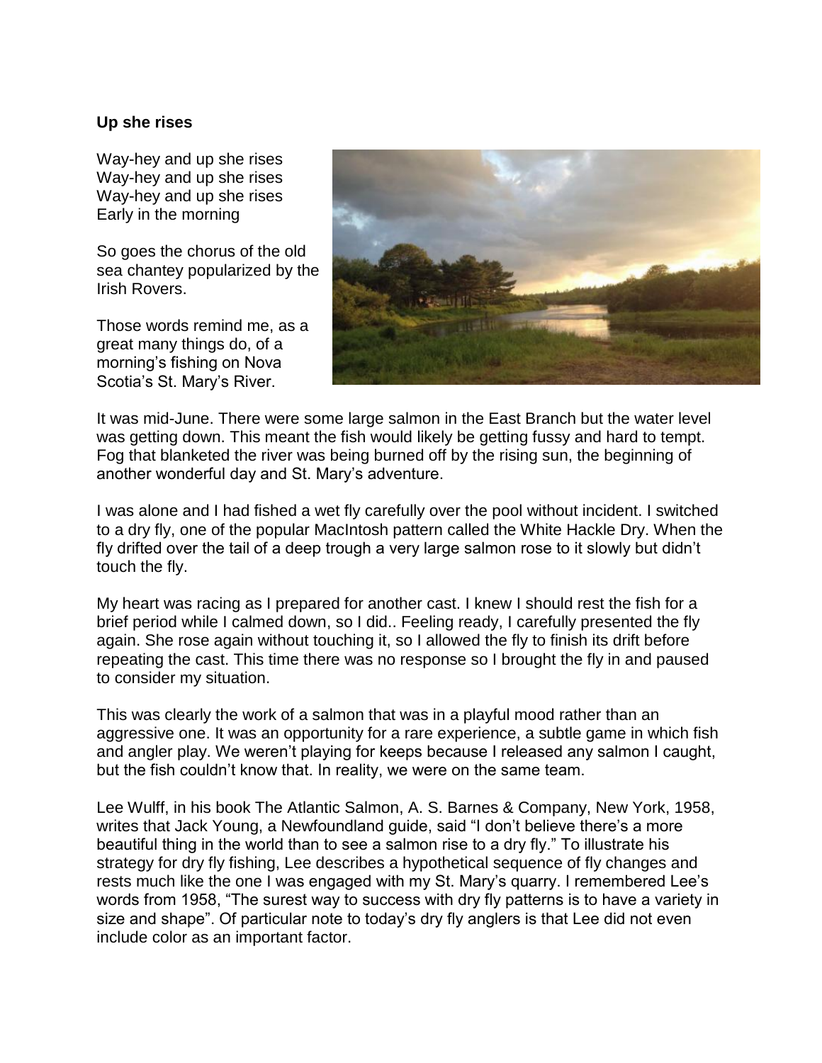**Up she rises**

Way-hey and up she rises
Way-hey and up she rises
Way-hey and up she rises
Early in the morning

So goes the chorus of the old sea chantey popularized by the Irish Rovers.

Those words remind me, as a great many things do, of a morning's fishing on Nova Scotia's St. Mary's River.

It was mid-June. There were some large salmon in the East Branch but the water level was getting down. This meant the fish would likely be getting fussy and hard to tempt. Fog that blanketed the river was being burned off by the rising sun, the beginning of another wonderful day and St. Mary's adventure.

I was alone and I had fished a wet fly carefully over the pool without incident. I switched to a dry fly, one of the popular MacIntosh pattern called the White Hackle Dry. When the fly drifted over the tail of a deep trough a very large salmon rose to it slowly but didn't touch the fly.

My heart was racing as I prepared for another cast. I knew I should rest the fish for a brief period while I calmed down, so I did.. Feeling ready, I carefully presented the fly again. She rose again without touching it, so I allowed the fly to finish its drift before repeating the cast. This time there was no response so I brought the fly in and paused to consider my situation.

This was clearly the work of a salmon that was in a playful mood rather than an aggressive one. It was an opportunity for a rare experience, a subtle game in which fish and angler play. We weren't playing for keeps because I released any salmon I caught, but the fish couldn't know that. In reality, we were on the same team.

Lee Wulff, in his book The Atlantic Salmon, A. S. Barnes & Company, New York, 1958, writes that Jack Young, a Newfoundland guide, said "I don't believe there's a more beautiful thing in the world than to see a salmon rise to a dry fly." To illustrate his strategy for dry fly fishing, Lee describes a hypothetical sequence of fly changes and rests much like the one I was engaged with my St. Mary's quarry. I remembered Lee's words from 1958, "The surest way to success with dry fly patterns is to have a variety in size and shape". Of particular note to today's dry fly anglers is that Lee did not even include color as an important factor.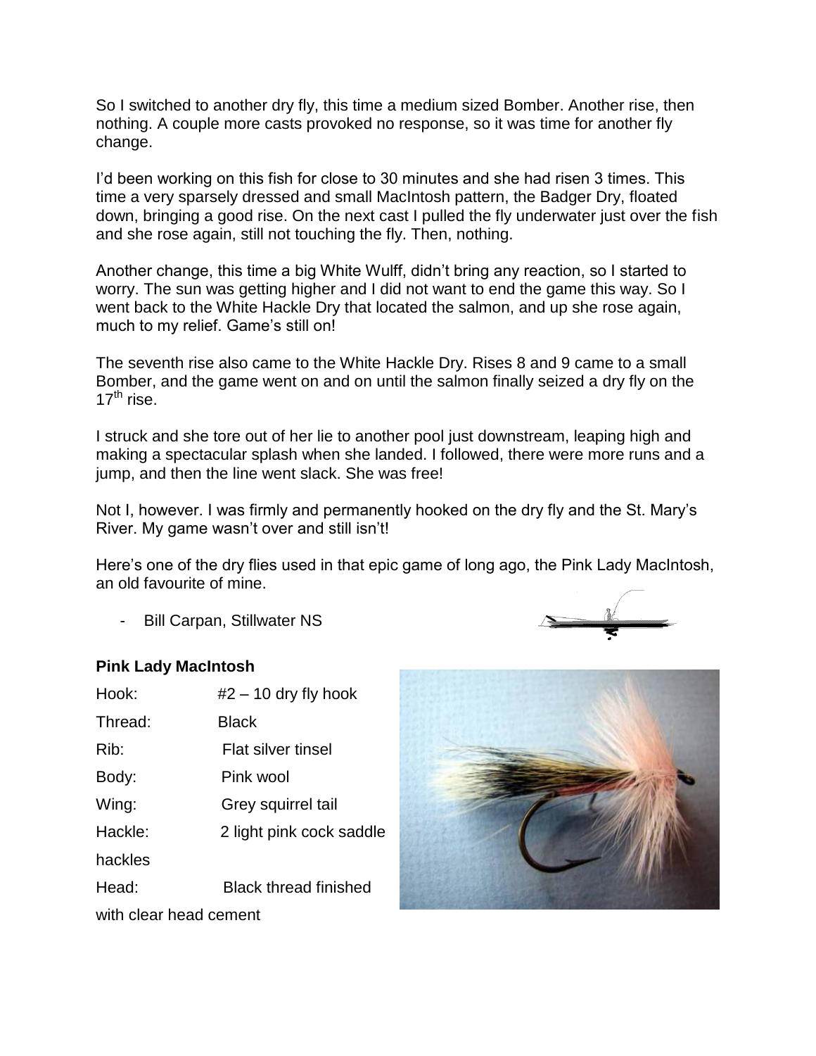So I switched to another dry fly, this time a medium sized Bomber. Another rise, then nothing. A couple more casts provoked no response, so it was time for another fly change.

I'd been working on this fish for close to 30 minutes and she had risen 3 times. This time a very sparsely dressed and small MacIntosh pattern, the Badger Dry, floated down, bringing a good rise. On the next cast I pulled the fly underwater just over the fish and she rose again, still not touching the fly. Then, nothing.

Another change, this time a big White Wulff, didn't bring any reaction, so I started to worry. The sun was getting higher and I did not want to end the game this way. So I went back to the White Hackle Dry that located the salmon, and up she rose again, much to my relief. Game's still on!

The seventh rise also came to the White Hackle Dry. Rises 8 and 9 came to a small Bomber, and the game went on and on until the salmon finally seized a dry fly on the 17th rise.

I struck and she tore out of her lie to another pool just downstream, leaping high and making a spectacular splash when she landed. I followed, there were more runs and a jump, and then the line went slack. She was free!

Not I, however. I was firmly and permanently hooked on the dry fly and the St. Mary's River. My game wasn't over and still isn't!

Here's one of the dry flies used in that epic game of long ago, the Pink Lady MacIntosh, an old favourite of mine.

- Bill Carpan, Stillwater NS

**Pink Lady MacIntosh**

| | |
|---|---|
| Hook: | #2 – 10 dry fly hook |
| Thread: | Black |
| Rib: | Flat silver tinsel |
| Body: | Pink wool |
| Wing: | Grey squirrel tail |
| Hackle: | 2 light pink cock saddle hackles |
| Head: | Black thread finished with clear head cement |